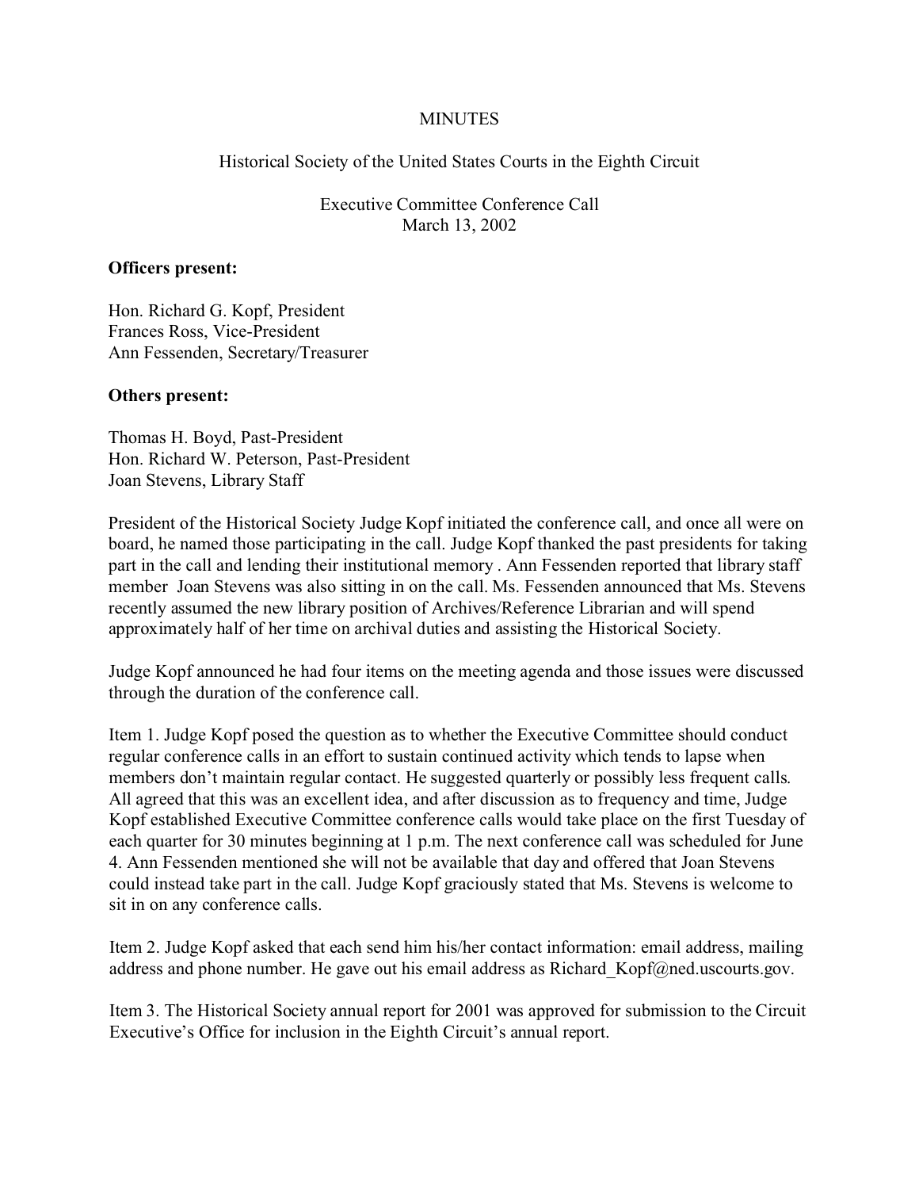# MINUTES

## Historical Society of the United States Courts in the Eighth Circuit

### Executive Committee Conference Call
### March 13, 2002

**Officers present:**

Hon. Richard G. Kopf, President
Frances Ross, Vice-President
Ann Fessenden, Secretary/Treasurer

**Others present:**

Thomas H. Boyd, Past-President
Hon. Richard W. Peterson, Past-President
Joan Stevens, Library Staff

President of the Historical Society Judge Kopf initiated the conference call, and once all were on board, he named those participating in the call. Judge Kopf thanked the past presidents for taking part in the call and lending their institutional memory . Ann Fessenden reported that library staff member Joan Stevens was also sitting in on the call. Ms. Fessenden announced that Ms. Stevens recently assumed the new library position of Archives/Reference Librarian and will spend approximately half of her time on archival duties and assisting the Historical Society.

Judge Kopf announced he had four items on the meeting agenda and those issues were discussed through the duration of the conference call.

Item 1. Judge Kopf posed the question as to whether the Executive Committee should conduct regular conference calls in an effort to sustain continued activity which tends to lapse when members don't maintain regular contact. He suggested quarterly or possibly less frequent calls. All agreed that this was an excellent idea, and after discussion as to frequency and time, Judge Kopf established Executive Committee conference calls would take place on the first Tuesday of each quarter for 30 minutes beginning at 1 p.m. The next conference call was scheduled for June 4. Ann Fessenden mentioned she will not be available that day and offered that Joan Stevens could instead take part in the call. Judge Kopf graciously stated that Ms. Stevens is welcome to sit in on any conference calls.

Item 2. Judge Kopf asked that each send him his/her contact information: email address, mailing address and phone number. He gave out his email address as Richard_Kopf@ned.uscourts.gov.

Item 3. The Historical Society annual report for 2001 was approved for submission to the Circuit Executive's Office for inclusion in the Eighth Circuit's annual report.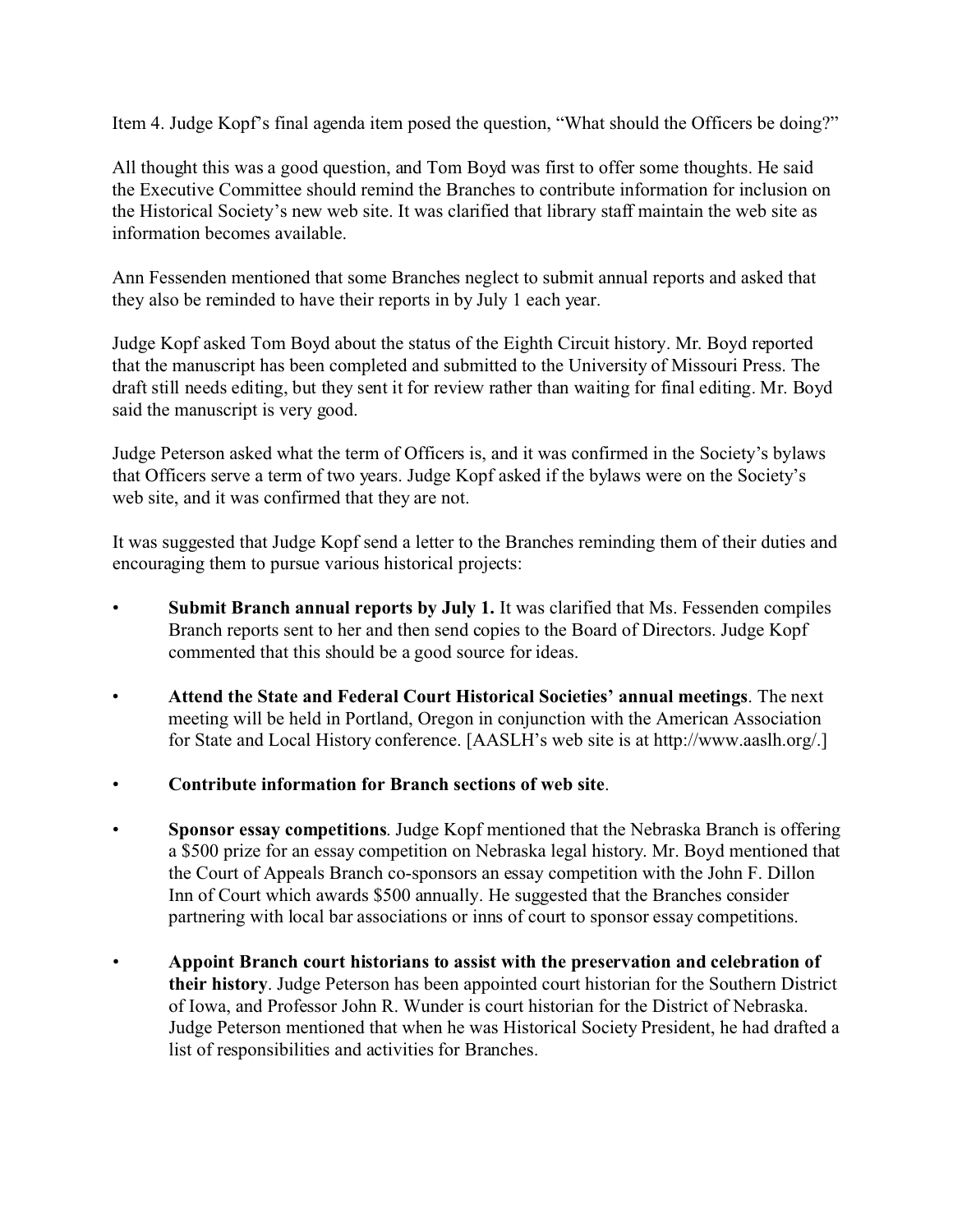Item 4. Judge Kopf's final agenda item posed the question, "What should the Officers be doing?"

All thought this was a good question, and Tom Boyd was first to offer some thoughts. He said the Executive Committee should remind the Branches to contribute information for inclusion on the Historical Society's new web site. It was clarified that library staff maintain the web site as information becomes available.

Ann Fessenden mentioned that some Branches neglect to submit annual reports and asked that they also be reminded to have their reports in by July 1 each year.

Judge Kopf asked Tom Boyd about the status of the Eighth Circuit history. Mr. Boyd reported that the manuscript has been completed and submitted to the University of Missouri Press. The draft still needs editing, but they sent it for review rather than waiting for final editing. Mr. Boyd said the manuscript is very good.

Judge Peterson asked what the term of Officers is, and it was confirmed in the Society's bylaws that Officers serve a term of two years. Judge Kopf asked if the bylaws were on the Society's web site, and it was confirmed that they are not.

It was suggested that Judge Kopf send a letter to the Branches reminding them of their duties and encouraging them to pursue various historical projects:

- **Submit Branch annual reports by July 1.** It was clarified that Ms. Fessenden compiles Branch reports sent to her and then send copies to the Board of Directors. Judge Kopf commented that this should be a good source for ideas.
- **Attend the State and Federal Court Historical Societies' annual meetings**. The next meeting will be held in Portland, Oregon in conjunction with the American Association for State and Local History conference. [AASLH's web site is at http://www.aaslh.org/.]
- **Contribute information for Branch sections of web site**.
- **Sponsor essay competitions**. Judge Kopf mentioned that the Nebraska Branch is offering a $500 prize for an essay competition on Nebraska legal history. Mr. Boyd mentioned that the Court of Appeals Branch co-sponsors an essay competition with the John F. Dillon Inn of Court which awards $500 annually. He suggested that the Branches consider partnering with local bar associations or inns of court to sponsor essay competitions.
- **Appoint Branch court historians to assist with the preservation and celebration of their history**. Judge Peterson has been appointed court historian for the Southern District of Iowa, and Professor John R. Wunder is court historian for the District of Nebraska. Judge Peterson mentioned that when he was Historical Society President, he had drafted a list of responsibilities and activities for Branches.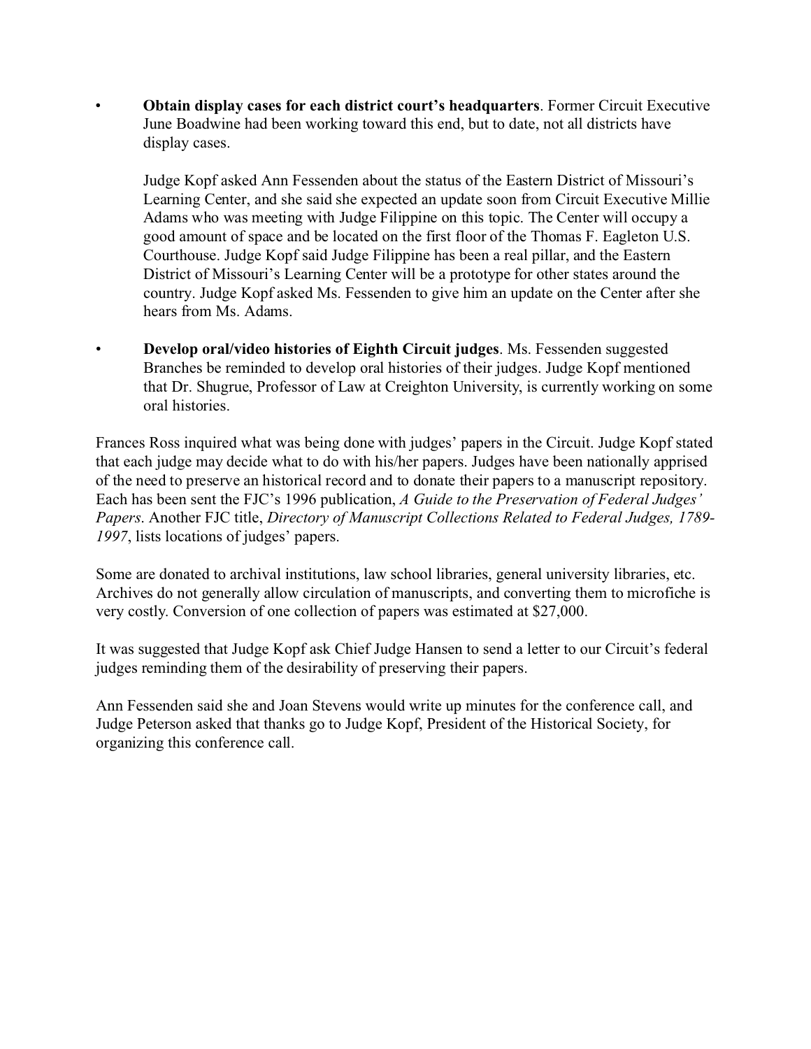- **Obtain display cases for each district court's headquarters**. Former Circuit Executive June Boadwine had been working toward this end, but to date, not all districts have display cases.

  Judge Kopf asked Ann Fessenden about the status of the Eastern District of Missouri's Learning Center, and she said she expected an update soon from Circuit Executive Millie Adams who was meeting with Judge Filippine on this topic. The Center will occupy a good amount of space and be located on the first floor of the Thomas F. Eagleton U.S. Courthouse. Judge Kopf said Judge Filippine has been a real pillar, and the Eastern District of Missouri's Learning Center will be a prototype for other states around the country. Judge Kopf asked Ms. Fessenden to give him an update on the Center after she hears from Ms. Adams.

- **Develop oral/video histories of Eighth Circuit judges**. Ms. Fessenden suggested Branches be reminded to develop oral histories of their judges. Judge Kopf mentioned that Dr. Shugrue, Professor of Law at Creighton University, is currently working on some oral histories.

Frances Ross inquired what was being done with judges' papers in the Circuit. Judge Kopf stated that each judge may decide what to do with his/her papers. Judges have been nationally apprised of the need to preserve an historical record and to donate their papers to a manuscript repository. Each has been sent the FJC's 1996 publication, *A Guide to the Preservation of Federal Judges' Papers*. Another FJC title, *Directory of Manuscript Collections Related to Federal Judges, 1789-1997*, lists locations of judges' papers.

Some are donated to archival institutions, law school libraries, general university libraries, etc. Archives do not generally allow circulation of manuscripts, and converting them to microfiche is very costly. Conversion of one collection of papers was estimated at $27,000.

It was suggested that Judge Kopf ask Chief Judge Hansen to send a letter to our Circuit's federal judges reminding them of the desirability of preserving their papers.

Ann Fessenden said she and Joan Stevens would write up minutes for the conference call, and Judge Peterson asked that thanks go to Judge Kopf, President of the Historical Society, for organizing this conference call.